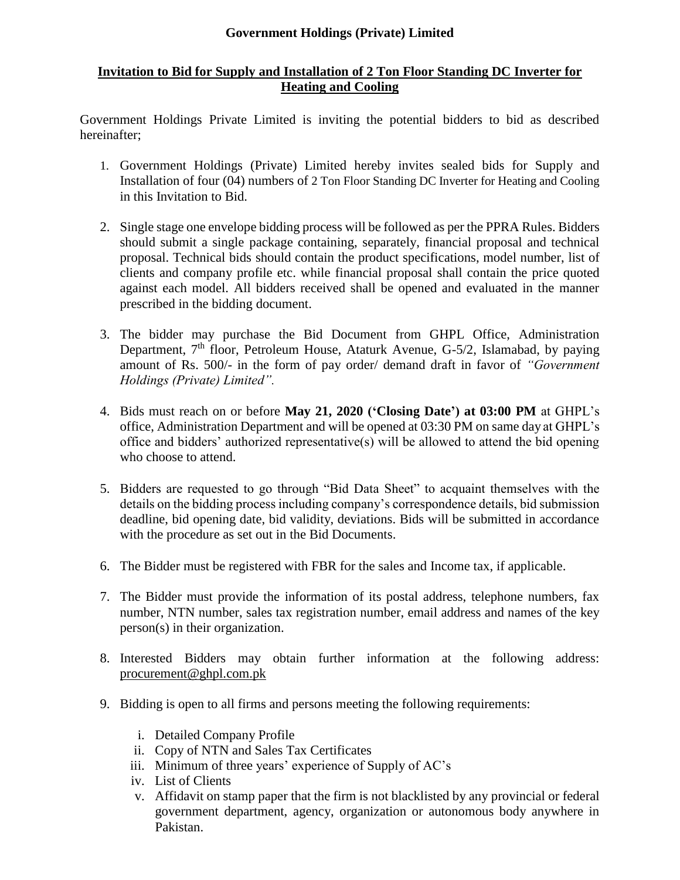# Government Holdings (Private) Limited

## Invitation to Bid for Supply and Installation of 2 Ton Floor Standing DC Inverter for Heating and Cooling

Government Holdings Private Limited is inviting the potential bidders to bid as described hereinafter;

1. Government Holdings (Private) Limited hereby invites sealed bids for Supply and Installation of four (04) numbers of 2 Ton Floor Standing DC Inverter for Heating and Cooling in this Invitation to Bid.
2. Single stage one envelope bidding process will be followed as per the PPRA Rules. Bidders should submit a single package containing, separately, financial proposal and technical proposal. Technical bids should contain the product specifications, model number, list of clients and company profile etc. while financial proposal shall contain the price quoted against each model. All bidders received shall be opened and evaluated in the manner prescribed in the bidding document.
3. The bidder may purchase the Bid Document from GHPL Office, Administration Department, 7th floor, Petroleum House, Ataturk Avenue, G-5/2, Islamabad, by paying amount of Rs. 500/- in the form of pay order/ demand draft in favor of *"Government Holdings (Private) Limited".*
4. Bids must reach on or before **May 21, 2020 ('Closing Date') at 03:00 PM** at GHPL's office, Administration Department and will be opened at 03:30 PM on same day at GHPL's office and bidders' authorized representative(s) will be allowed to attend the bid opening who choose to attend.
5. Bidders are requested to go through "Bid Data Sheet" to acquaint themselves with the details on the bidding process including company's correspondence details, bid submission deadline, bid opening date, bid validity, deviations. Bids will be submitted in accordance with the procedure as set out in the Bid Documents.
6. The Bidder must be registered with FBR for the sales and Income tax, if applicable.
7. The Bidder must provide the information of its postal address, telephone numbers, fax number, NTN number, sales tax registration number, email address and names of the key person(s) in their organization.
8. Interested Bidders may obtain further information at the following address: procurement@ghpl.com.pk
9. Bidding is open to all firms and persons meeting the following requirements:
   1. Detailed Company Profile
   2. Copy of NTN and Sales Tax Certificates
   3. Minimum of three years' experience of Supply of AC's
   4. List of Clients
   5. Affidavit on stamp paper that the firm is not blacklisted by any provincial or federal government department, agency, organization or autonomous body anywhere in Pakistan.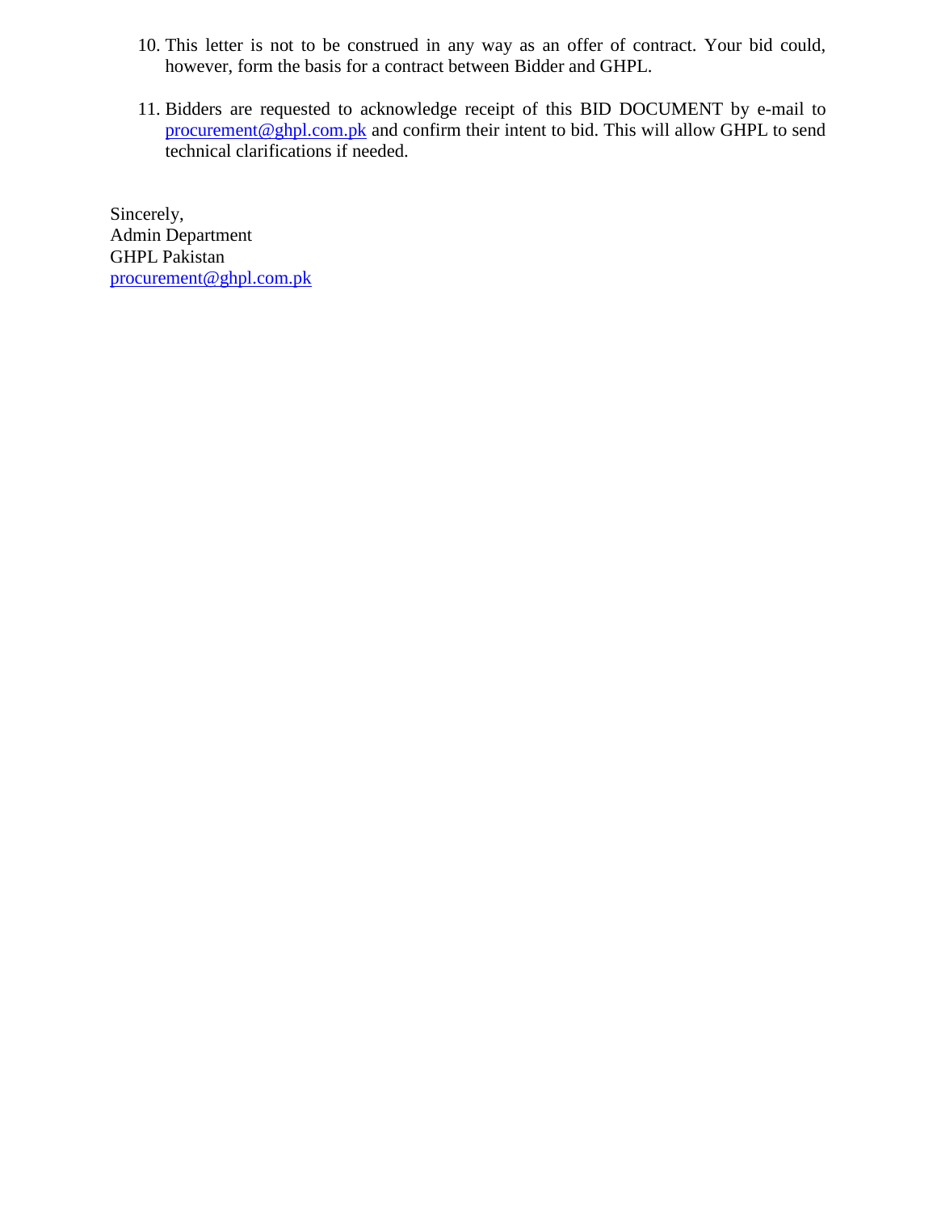10. This letter is not to be construed in any way as an offer of contract. Your bid could, however, form the basis for a contract between Bidder and GHPL.

11. Bidders are requested to acknowledge receipt of this BID DOCUMENT by e-mail to procurement@ghpl.com.pk and confirm their intent to bid. This will allow GHPL to send technical clarifications if needed.

Sincerely,
Admin Department
GHPL Pakistan
procurement@ghpl.com.pk